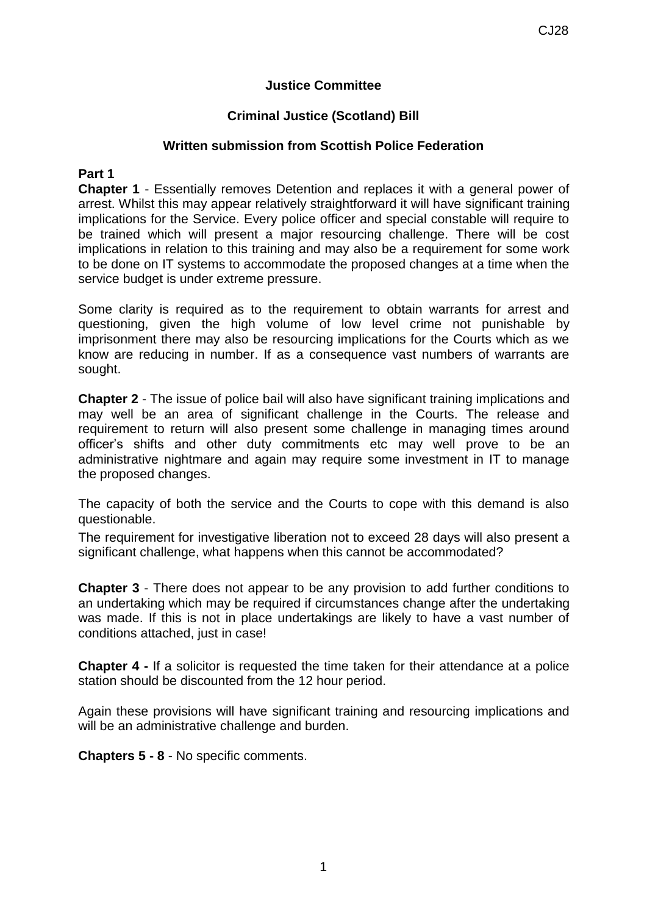CJ28

**Justice Committee**

**Criminal Justice (Scotland) Bill**

**Written submission from Scottish Police Federation**

**Part 1**

**Chapter 1** - Essentially removes Detention and replaces it with a general power of arrest. Whilst this may appear relatively straightforward it will have significant training implications for the Service. Every police officer and special constable will require to be trained which will present a major resourcing challenge. There will be cost implications in relation to this training and may also be a requirement for some work to be done on IT systems to accommodate the proposed changes at a time when the service budget is under extreme pressure.

Some clarity is required as to the requirement to obtain warrants for arrest and questioning, given the high volume of low level crime not punishable by imprisonment there may also be resourcing implications for the Courts which as we know are reducing in number. If as a consequence vast numbers of warrants are sought.

**Chapter 2** - The issue of police bail will also have significant training implications and may well be an area of significant challenge in the Courts. The release and requirement to return will also present some challenge in managing times around officer's shifts and other duty commitments etc may well prove to be an administrative nightmare and again may require some investment in IT to manage the proposed changes.

The capacity of both the service and the Courts to cope with this demand is also questionable.

The requirement for investigative liberation not to exceed 28 days will also present a significant challenge, what happens when this cannot be accommodated?

**Chapter 3** - There does not appear to be any provision to add further conditions to an undertaking which may be required if circumstances change after the undertaking was made. If this is not in place undertakings are likely to have a vast number of conditions attached, just in case!

**Chapter 4 -** If a solicitor is requested the time taken for their attendance at a police station should be discounted from the 12 hour period.

Again these provisions will have significant training and resourcing implications and will be an administrative challenge and burden.

**Chapters 5 - 8** - No specific comments.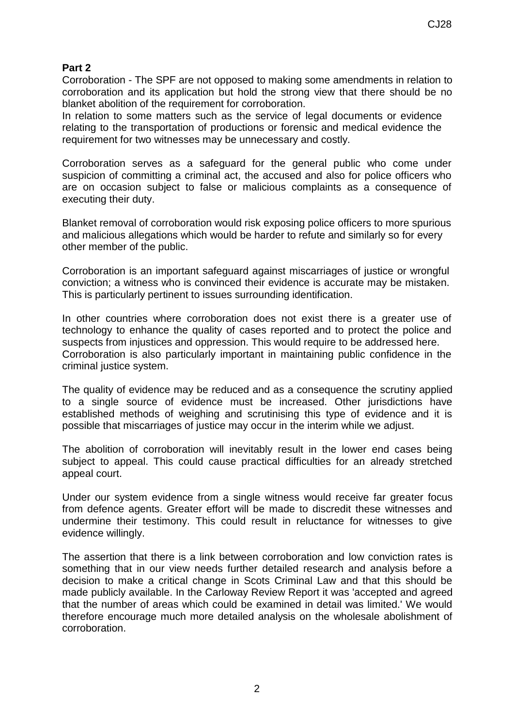**Part 2**

Corroboration - The SPF are not opposed to making some amendments in relation to corroboration and its application but hold the strong view that there should be no blanket abolition of the requirement for corroboration.

In relation to some matters such as the service of legal documents or evidence relating to the transportation of productions or forensic and medical evidence the requirement for two witnesses may be unnecessary and costly.

Corroboration serves as a safeguard for the general public who come under suspicion of committing a criminal act, the accused and also for police officers who are on occasion subject to false or malicious complaints as a consequence of executing their duty.

Blanket removal of corroboration would risk exposing police officers to more spurious and malicious allegations which would be harder to refute and similarly so for every other member of the public.

Corroboration is an important safeguard against miscarriages of justice or wrongful conviction; a witness who is convinced their evidence is accurate may be mistaken. This is particularly pertinent to issues surrounding identification.

In other countries where corroboration does not exist there is a greater use of technology to enhance the quality of cases reported and to protect the police and suspects from injustices and oppression. This would require to be addressed here. Corroboration is also particularly important in maintaining public confidence in the criminal justice system.

The quality of evidence may be reduced and as a consequence the scrutiny applied to a single source of evidence must be increased. Other jurisdictions have established methods of weighing and scrutinising this type of evidence and it is possible that miscarriages of justice may occur in the interim while we adjust.

The abolition of corroboration will inevitably result in the lower end cases being subject to appeal. This could cause practical difficulties for an already stretched appeal court.

Under our system evidence from a single witness would receive far greater focus from defence agents. Greater effort will be made to discredit these witnesses and undermine their testimony. This could result in reluctance for witnesses to give evidence willingly.

The assertion that there is a link between corroboration and low conviction rates is something that in our view needs further detailed research and analysis before a decision to make a critical change in Scots Criminal Law and that this should be made publicly available. In the Carloway Review Report it was 'accepted and agreed that the number of areas which could be examined in detail was limited.' We would therefore encourage much more detailed analysis on the wholesale abolishment of corroboration.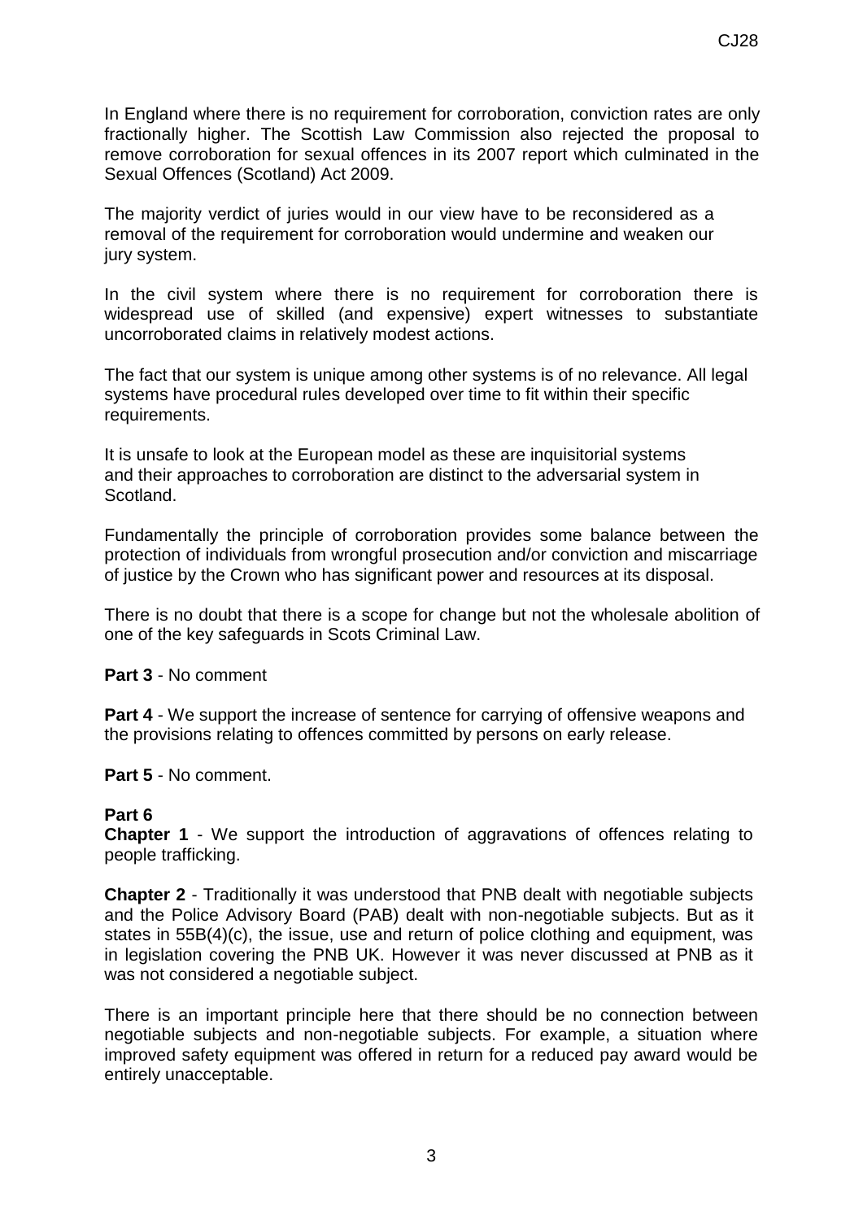In England where there is no requirement for corroboration, conviction rates are only fractionally higher. The Scottish Law Commission also rejected the proposal to remove corroboration for sexual offences in its 2007 report which culminated in the Sexual Offences (Scotland) Act 2009.

The majority verdict of juries would in our view have to be reconsidered as a removal of the requirement for corroboration would undermine and weaken our jury system.

In the civil system where there is no requirement for corroboration there is widespread use of skilled (and expensive) expert witnesses to substantiate uncorroborated claims in relatively modest actions.

The fact that our system is unique among other systems is of no relevance. All legal systems have procedural rules developed over time to fit within their specific requirements.

It is unsafe to look at the European model as these are inquisitorial systems and their approaches to corroboration are distinct to the adversarial system in Scotland.

Fundamentally the principle of corroboration provides some balance between the protection of individuals from wrongful prosecution and/or conviction and miscarriage of justice by the Crown who has significant power and resources at its disposal.

There is no doubt that there is a scope for change but not the wholesale abolition of one of the key safeguards in Scots Criminal Law.

**Part 3** - No comment

**Part 4** - We support the increase of sentence for carrying of offensive weapons and the provisions relating to offences committed by persons on early release.

**Part 5** - No comment.

**Part 6**

**Chapter 1** - We support the introduction of aggravations of offences relating to people trafficking.

**Chapter 2** - Traditionally it was understood that PNB dealt with negotiable subjects and the Police Advisory Board (PAB) dealt with non-negotiable subjects. But as it states in 55B(4)(c), the issue, use and return of police clothing and equipment, was in legislation covering the PNB UK. However it was never discussed at PNB as it was not considered a negotiable subject.

There is an important principle here that there should be no connection between negotiable subjects and non-negotiable subjects. For example, a situation where improved safety equipment was offered in return for a reduced pay award would be entirely unacceptable.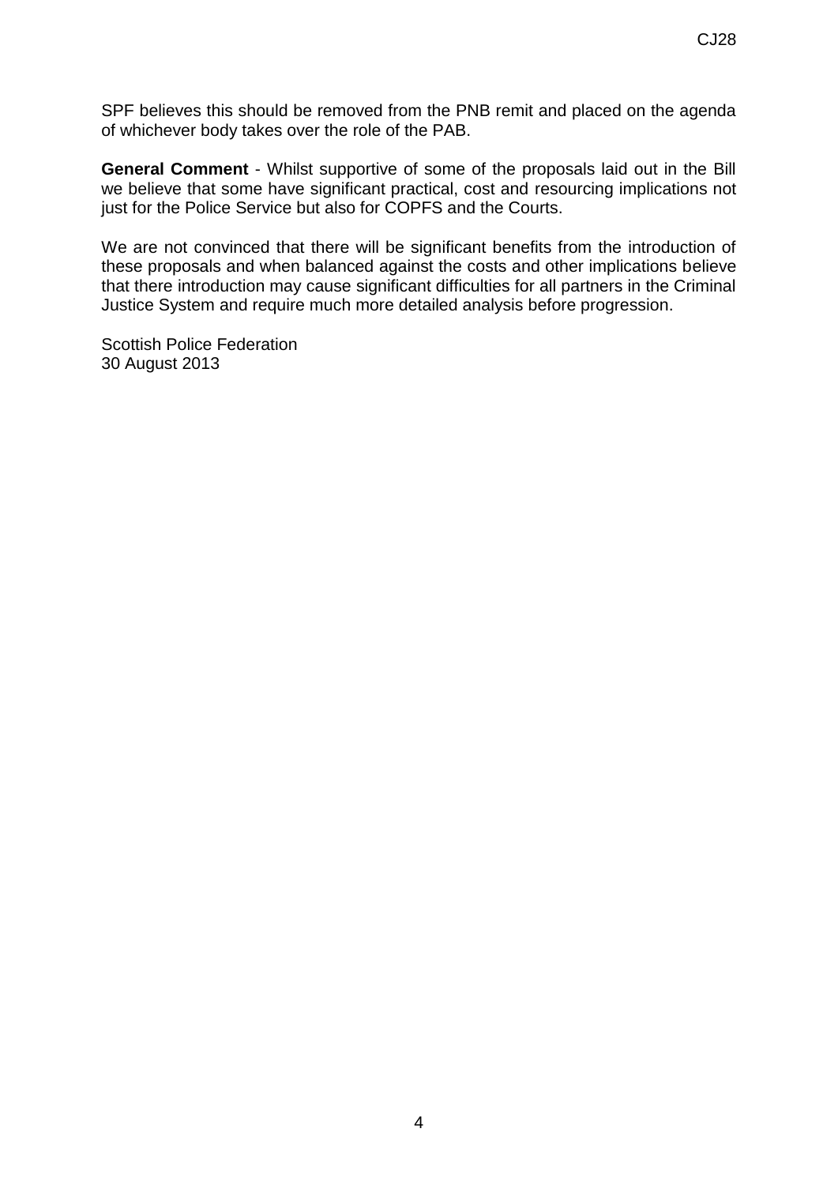SPF believes this should be removed from the PNB remit and placed on the agenda of whichever body takes over the role of the PAB.

**General Comment** - Whilst supportive of some of the proposals laid out in the Bill we believe that some have significant practical, cost and resourcing implications not just for the Police Service but also for COPFS and the Courts.

We are not convinced that there will be significant benefits from the introduction of these proposals and when balanced against the costs and other implications believe that there introduction may cause significant difficulties for all partners in the Criminal Justice System and require much more detailed analysis before progression.

Scottish Police Federation
30 August 2013